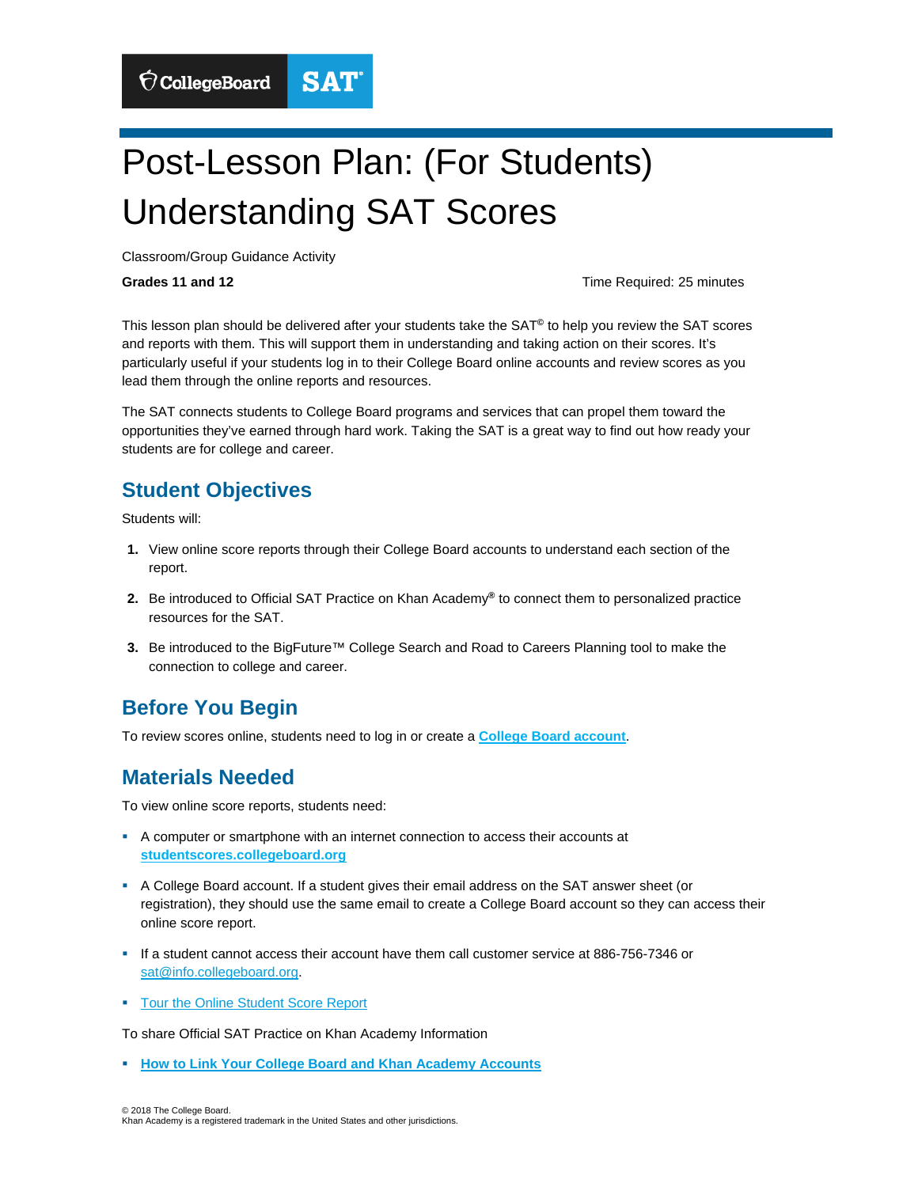# Post-Lesson Plan: (For Students) Understanding SAT Scores

Classroom/Group Guidance Activity

**Grades 11 and 12**

Time Required: 25 minutes

This lesson plan should be delivered after your students take the SAT© to help you review the SAT scores and reports with them. This will support them in understanding and taking action on their scores. It's particularly useful if your students log in to their College Board online accounts and review scores as you lead them through the online reports and resources.

The SAT connects students to College Board programs and services that can propel them toward the opportunities they've earned through hard work. Taking the SAT is a great way to find out how ready your students are for college and career.

## Student Objectives

Students will:

1. View online score reports through their College Board accounts to understand each section of the report.
2. Be introduced to Official SAT Practice on Khan Academy® to connect them to personalized practice resources for the SAT.
3. Be introduced to the BigFuture™ College Search and Road to Careers Planning tool to make the connection to college and career.

## Before You Begin

To review scores online, students need to log in or create a **College Board account**.

## Materials Needed

To view online score reports, students need:

- A computer or smartphone with an internet connection to access their accounts at **studentscores.collegeboard.org**
- A College Board account. If a student gives their email address on the SAT answer sheet (or registration), they should use the same email to create a College Board account so they can access their online score report.
- If a student cannot access their account have them call customer service at 886-756-7346 or sat@info.collegeboard.org.
- Tour the Online Student Score Report

To share Official SAT Practice on Khan Academy Information

- **How to Link Your College Board and Khan Academy Accounts**

© 2018 The College Board.
Khan Academy is a registered trademark in the United States and other jurisdictions.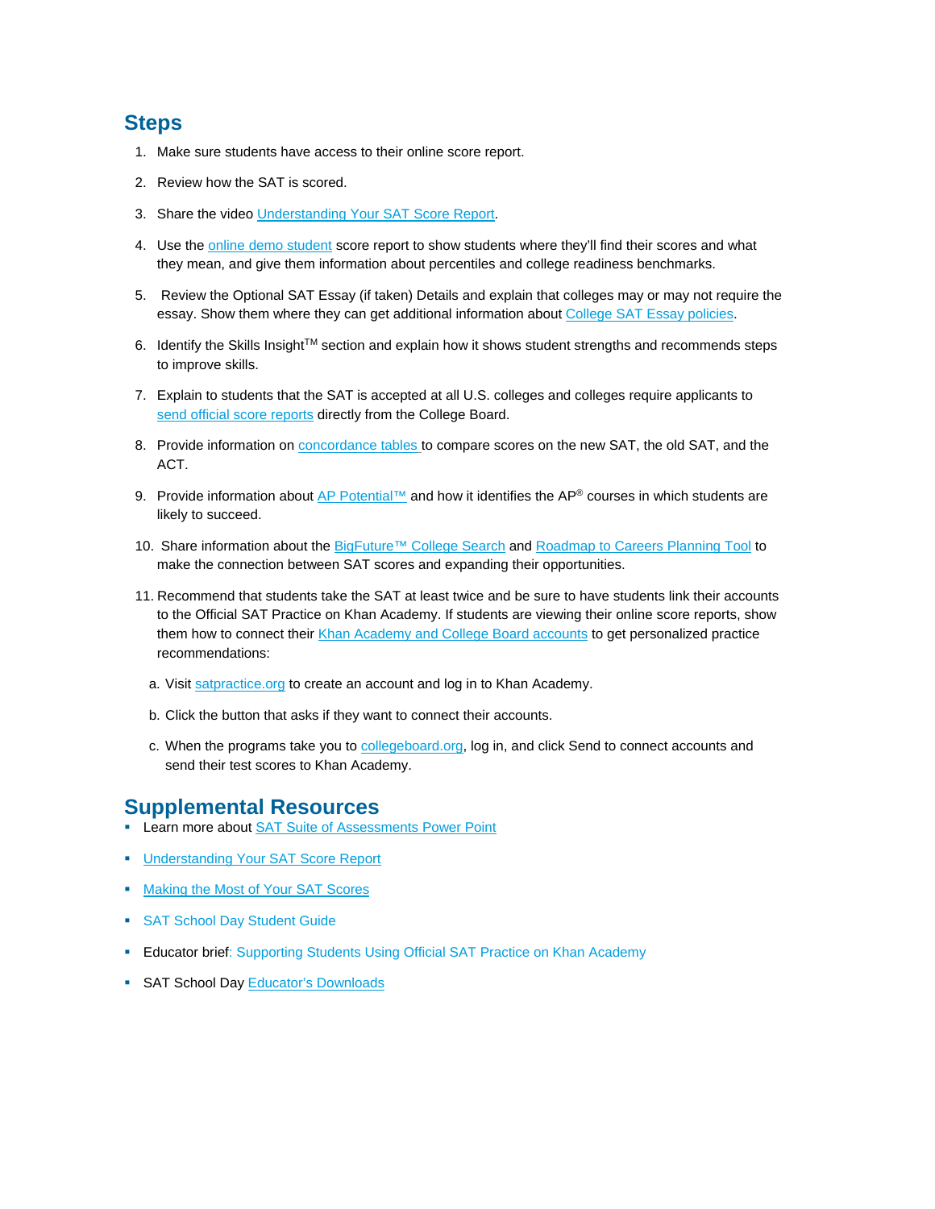## Steps

1. Make sure students have access to their online score report.
2. Review how the SAT is scored.
3. Share the video Understanding Your SAT Score Report.
4. Use the online demo student score report to show students where they'll find their scores and what they mean, and give them information about percentiles and college readiness benchmarks.
5. Review the Optional SAT Essay (if taken) Details and explain that colleges may or may not require the essay. Show them where they can get additional information about College SAT Essay policies.
6. Identify the Skills Insight™ section and explain how it shows student strengths and recommends steps to improve skills.
7. Explain to students that the SAT is accepted at all U.S. colleges and colleges require applicants to send official score reports directly from the College Board.
8. Provide information on concordance tables to compare scores on the new SAT, the old SAT, and the ACT.
9. Provide information about AP Potential™ and how it identifies the AP® courses in which students are likely to succeed.
10. Share information about the BigFuture™ College Search and Roadmap to Careers Planning Tool to make the connection between SAT scores and expanding their opportunities.
11. Recommend that students take the SAT at least twice and be sure to have students link their accounts to the Official SAT Practice on Khan Academy. If students are viewing their online score reports, show them how to connect their Khan Academy and College Board accounts to get personalized practice recommendations:
    a. Visit satpractice.org to create an account and log in to Khan Academy.
    b. Click the button that asks if they want to connect their accounts.
    c. When the programs take you to collegeboard.org, log in, and click Send to connect accounts and send their test scores to Khan Academy.

## Supplemental Resources

- Learn more about SAT Suite of Assessments Power Point
- Understanding Your SAT Score Report
- Making the Most of Your SAT Scores
- SAT School Day Student Guide
- Educator brief: Supporting Students Using Official SAT Practice on Khan Academy
- SAT School Day Educator's Downloads